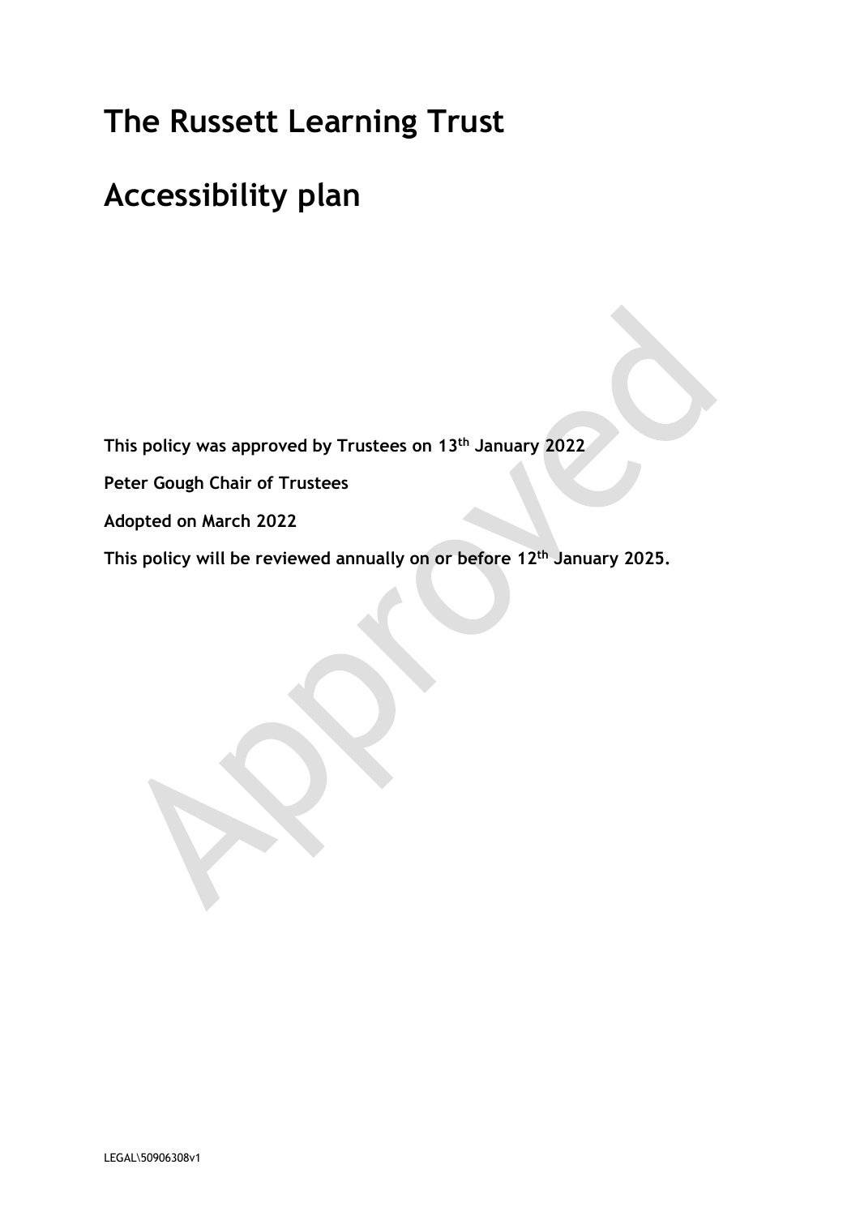# The Russett Learning Trust

# Accessibility plan

**This policy was approved by Trustees on 13th January 2022**

**Peter Gough Chair of Trustees**

**Adopted on March 2022**

**This policy will be reviewed annually on or before 12th January 2025.**

LEGAL\50906308v1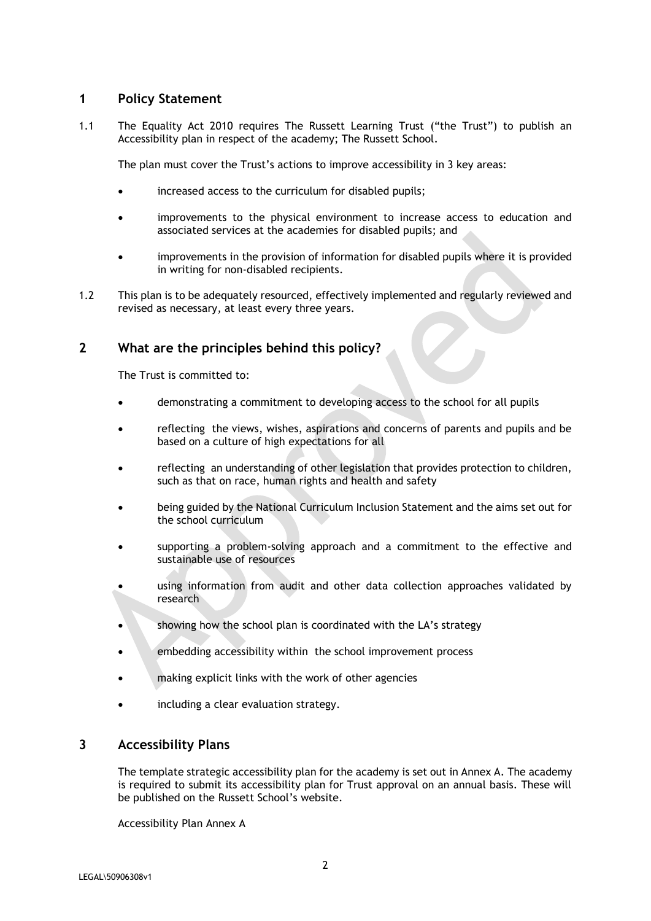## 1 Policy Statement

1.1 The Equality Act 2010 requires The Russett Learning Trust ("the Trust") to publish an Accessibility plan in respect of the academy; The Russett School.

The plan must cover the Trust's actions to improve accessibility in 3 key areas:

- increased access to the curriculum for disabled pupils;
- improvements to the physical environment to increase access to education and associated services at the academies for disabled pupils; and
- improvements in the provision of information for disabled pupils where it is provided in writing for non-disabled recipients.

1.2 This plan is to be adequately resourced, effectively implemented and regularly reviewed and revised as necessary, at least every three years.

## 2 What are the principles behind this policy?

The Trust is committed to:

- demonstrating a commitment to developing access to the school for all pupils
- reflecting the views, wishes, aspirations and concerns of parents and pupils and be based on a culture of high expectations for all
- reflecting an understanding of other legislation that provides protection to children, such as that on race, human rights and health and safety
- being guided by the National Curriculum Inclusion Statement and the aims set out for the school curriculum
- supporting a problem-solving approach and a commitment to the effective and sustainable use of resources
- using information from audit and other data collection approaches validated by research
- showing how the school plan is coordinated with the LA's strategy
- embedding accessibility within the school improvement process
- making explicit links with the work of other agencies
- including a clear evaluation strategy.

## 3 Accessibility Plans

The template strategic accessibility plan for the academy is set out in Annex A. The academy is required to submit its accessibility plan for Trust approval on an annual basis. These will be published on the Russett School's website.

Accessibility Plan Annex A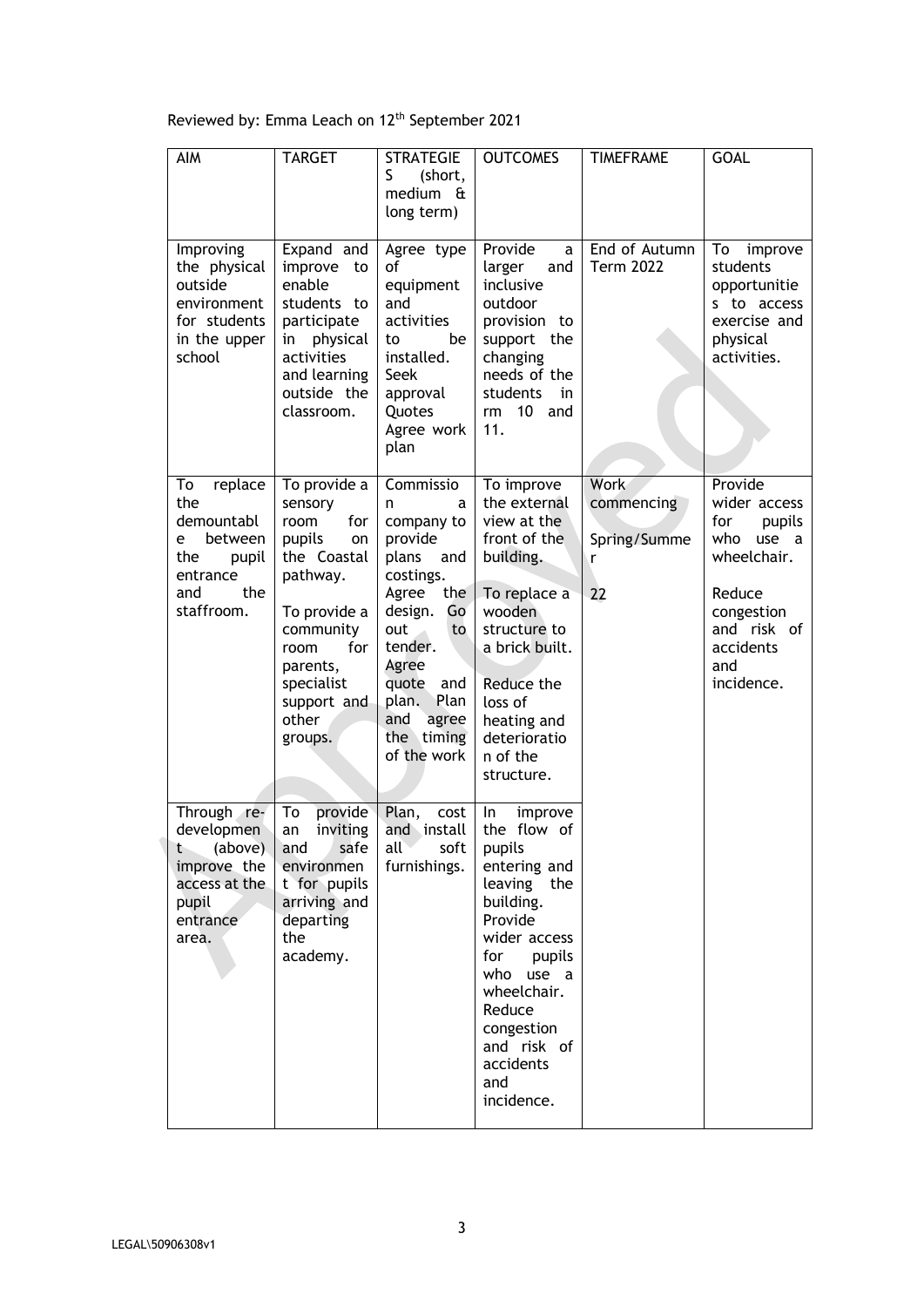Reviewed by: Emma Leach on 12th September 2021

| AIM | TARGET | STRATEGIES (short, medium & long term) | OUTCOMES | TIMEFRAME | GOAL |
|---|---|---|---|---|---|
| Improving the physical outside environment for students in the upper school | Expand and improve to enable students to participate in physical activities and learning outside the classroom. | Agree type of equipment and activities to be installed. Seek approval Quotes Agree work plan | Provide a larger and inclusive outdoor provision to support the changing needs of the students in rm 10 and 11. | End of Autumn Term 2022 | To improve students opportunities to access exercise and physical activities. |
| To replace the demountable between the pupil entrance and the staffroom. | To provide a sensory room for pupils on the Coastal pathway. To provide a community room for parents, specialist support and other groups. | Commission a company to provide plans and costings. Agree the design. Go out to tender. Agree quote and plan. Plan and agree the timing of the work | To improve the external view at the front of the building. To replace a wooden structure to a brick built. Reduce the loss of heating and deterioration of the structure. | Work commencing Spring/Summer 22 | Provide wider access for pupils who use a wheelchair. Reduce congestion and risk of accidents and incidence. |
| Through re-development (above) improve the access at the pupil entrance area. | To provide an inviting and safe environment for pupils arriving and departing the academy. | Plan, cost and install all soft furnishings. | In improve the flow of pupils entering and leaving the building. Provide wider access for pupils who use a wheelchair. Reduce congestion and risk of accidents and incidence. | | |